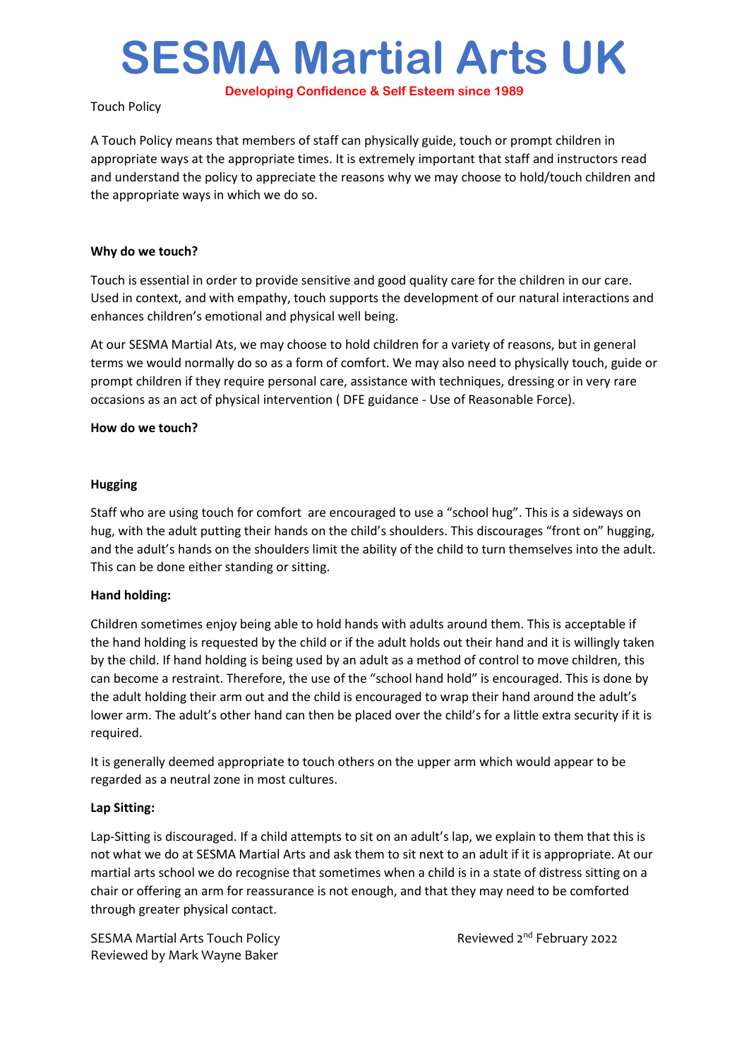# SESMA Martial Arts UK

**Developing Confidence & Self Esteem since 1989**

Touch Policy

A Touch Policy means that members of staff can physically guide, touch or prompt children in appropriate ways at the appropriate times. It is extremely important that staff and instructors read and understand the policy to appreciate the reasons why we may choose to hold/touch children and the appropriate ways in which we do so.

**Why do we touch?**

Touch is essential in order to provide sensitive and good quality care for the children in our care. Used in context, and with empathy, touch supports the development of our natural interactions and enhances children's emotional and physical well being.

At our SESMA Martial Ats, we may choose to hold children for a variety of reasons, but in general terms we would normally do so as a form of comfort. We may also need to physically touch, guide or prompt children if they require personal care, assistance with techniques, dressing or in very rare occasions as an act of physical intervention ( DFE guidance - Use of Reasonable Force).

**How do we touch?**

**Hugging**

Staff who are using touch for comfort are encouraged to use a "school hug". This is a sideways on hug, with the adult putting their hands on the child's shoulders. This discourages "front on" hugging, and the adult's hands on the shoulders limit the ability of the child to turn themselves into the adult. This can be done either standing or sitting.

**Hand holding:**

Children sometimes enjoy being able to hold hands with adults around them. This is acceptable if the hand holding is requested by the child or if the adult holds out their hand and it is willingly taken by the child. If hand holding is being used by an adult as a method of control to move children, this can become a restraint. Therefore, the use of the "school hand hold" is encouraged. This is done by the adult holding their arm out and the child is encouraged to wrap their hand around the adult's lower arm. The adult's other hand can then be placed over the child's for a little extra security if it is required.

It is generally deemed appropriate to touch others on the upper arm which would appear to be regarded as a neutral zone in most cultures.

**Lap Sitting:**

Lap-Sitting is discouraged. If a child attempts to sit on an adult's lap, we explain to them that this is not what we do at SESMA Martial Arts and ask them to sit next to an adult if it is appropriate. At our martial arts school we do recognise that sometimes when a child is in a state of distress sitting on a chair or offering an arm for reassurance is not enough, and that they may need to be comforted through greater physical contact.

SESMA Martial Arts Touch Policy
Reviewed by Mark Wayne Baker

Reviewed 2nd February 2022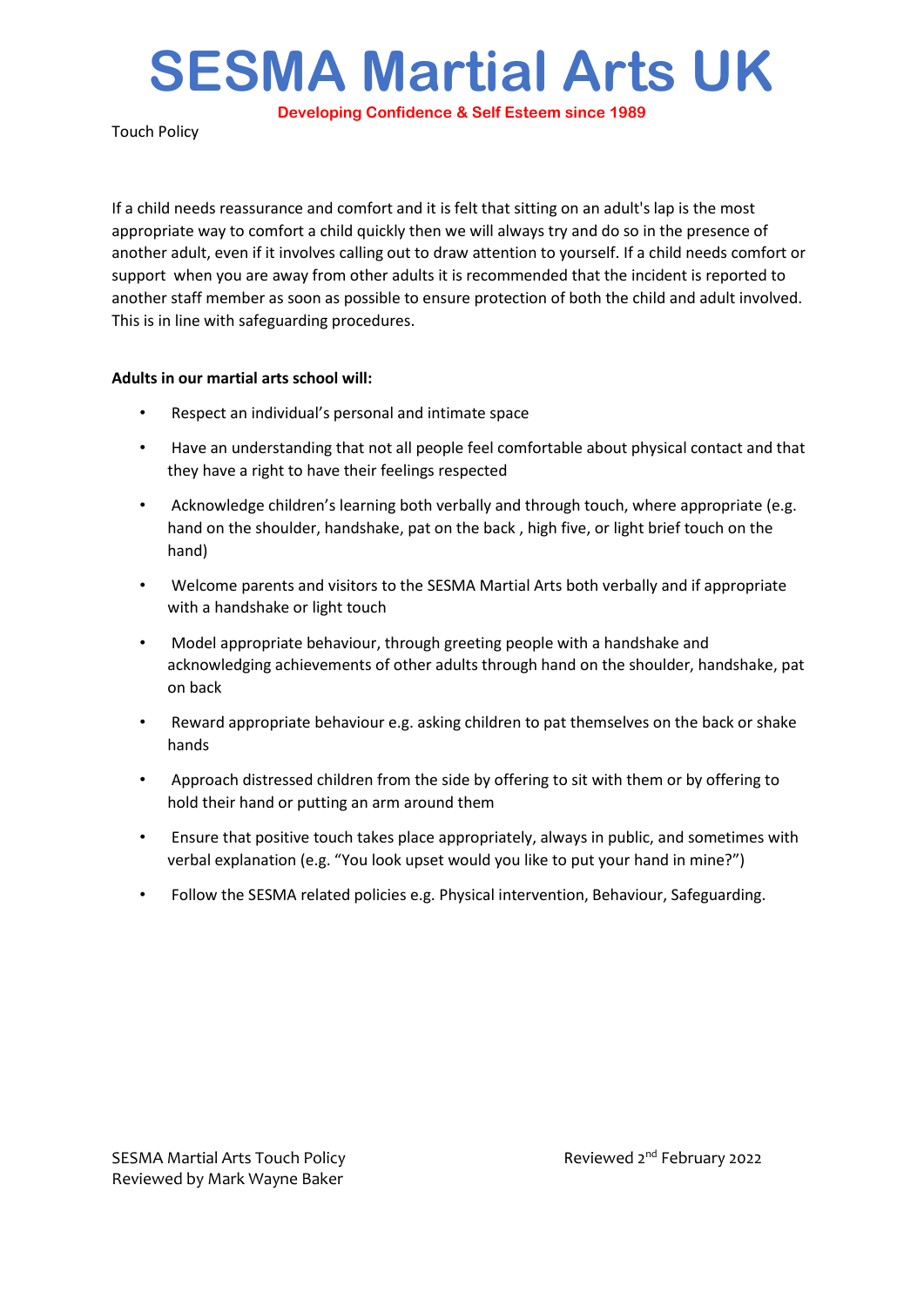# SESMA Martial Arts UK

**Developing Confidence & Self Esteem since 1989**

Touch Policy

If a child needs reassurance and comfort and it is felt that sitting on an adult's lap is the most appropriate way to comfort a child quickly then we will always try and do so in the presence of another adult, even if it involves calling out to draw attention to yourself. If a child needs comfort or support when you are away from other adults it is recommended that the incident is reported to another staff member as soon as possible to ensure protection of both the child and adult involved. This is in line with safeguarding procedures.

**Adults in our martial arts school will:**

- Respect an individual's personal and intimate space
- Have an understanding that not all people feel comfortable about physical contact and that they have a right to have their feelings respected
- Acknowledge children's learning both verbally and through touch, where appropriate (e.g. hand on the shoulder, handshake, pat on the back , high five, or light brief touch on the hand)
- Welcome parents and visitors to the SESMA Martial Arts both verbally and if appropriate with a handshake or light touch
- Model appropriate behaviour, through greeting people with a handshake and acknowledging achievements of other adults through hand on the shoulder, handshake, pat on back
- Reward appropriate behaviour e.g. asking children to pat themselves on the back or shake hands
- Approach distressed children from the side by offering to sit with them or by offering to hold their hand or putting an arm around them
- Ensure that positive touch takes place appropriately, always in public, and sometimes with verbal explanation (e.g. "You look upset would you like to put your hand in mine?")
- Follow the SESMA related policies e.g. Physical intervention, Behaviour, Safeguarding.

SESMA Martial Arts Touch Policy
Reviewed by Mark Wayne Baker

Reviewed 2nd February 2022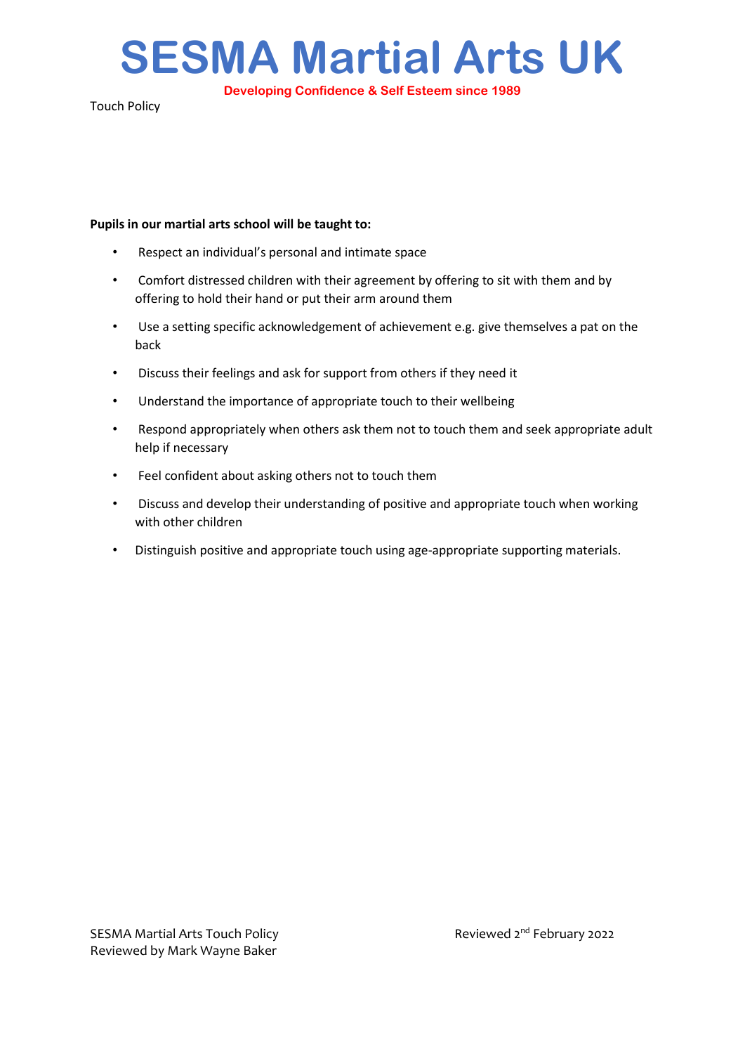**Pupils in our martial arts school will be taught to:**

- Respect an individual's personal and intimate space
- Comfort distressed children with their agreement by offering to sit with them and by offering to hold their hand or put their arm around them
- Use a setting specific acknowledgement of achievement e.g. give themselves a pat on the back
- Discuss their feelings and ask for support from others if they need it
- Understand the importance of appropriate touch to their wellbeing
- Respond appropriately when others ask them not to touch them and seek appropriate adult help if necessary
- Feel confident about asking others not to touch them
- Discuss and develop their understanding of positive and appropriate touch when working with other children
- Distinguish positive and appropriate touch using age-appropriate supporting materials.